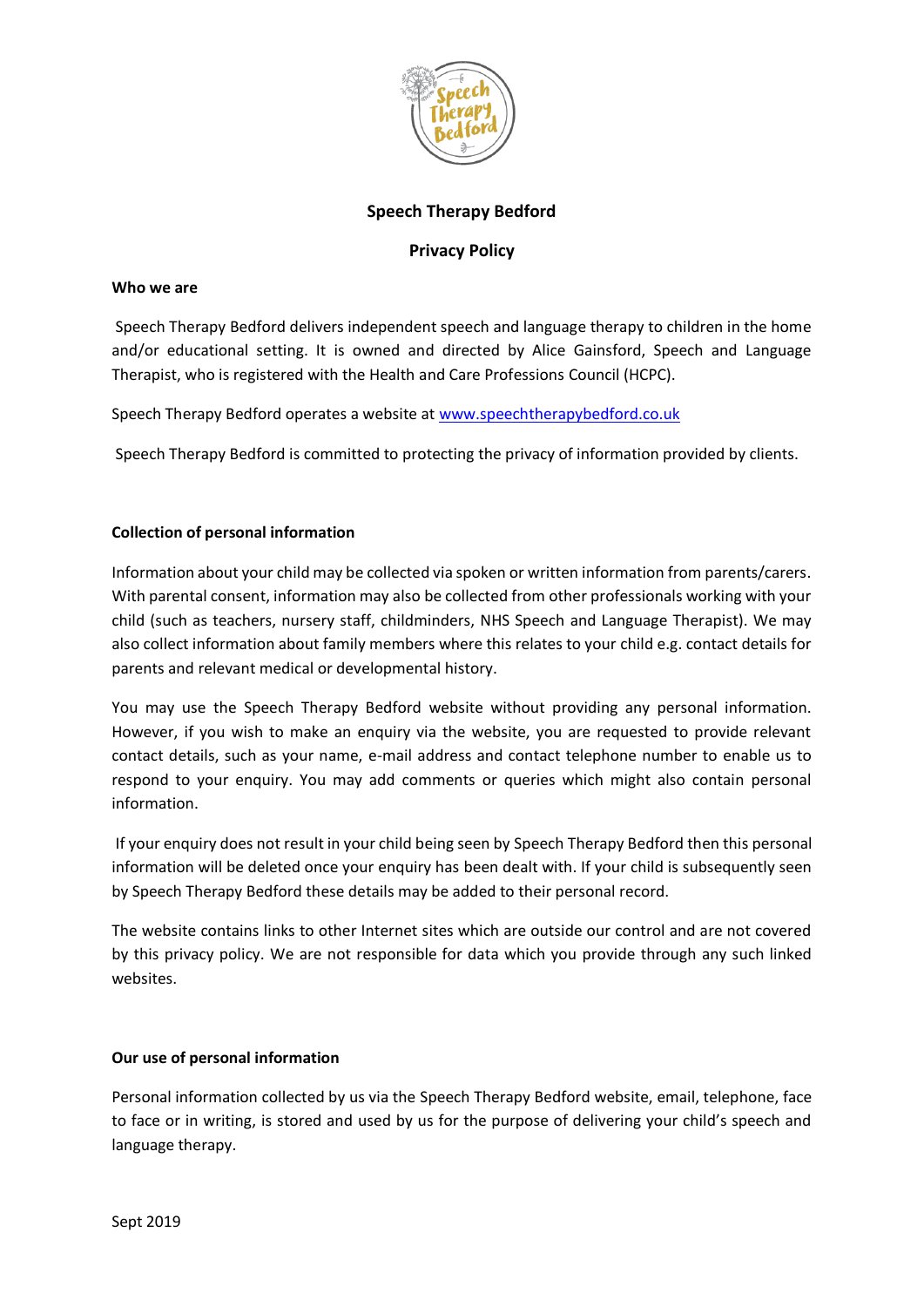# Speech Therapy Bedford

## Privacy Policy

### Who we are

Speech Therapy Bedford delivers independent speech and language therapy to children in the home and/or educational setting. It is owned and directed by Alice Gainsford, Speech and Language Therapist, who is registered with the Health and Care Professions Council (HCPC).

Speech Therapy Bedford operates a website at www.speechtherapybedford.co.uk

Speech Therapy Bedford is committed to protecting the privacy of information provided by clients.

### Collection of personal information

Information about your child may be collected via spoken or written information from parents/carers. With parental consent, information may also be collected from other professionals working with your child (such as teachers, nursery staff, childminders, NHS Speech and Language Therapist). We may also collect information about family members where this relates to your child e.g. contact details for parents and relevant medical or developmental history.

You may use the Speech Therapy Bedford website without providing any personal information. However, if you wish to make an enquiry via the website, you are requested to provide relevant contact details, such as your name, e-mail address and contact telephone number to enable us to respond to your enquiry. You may add comments or queries which might also contain personal information.

If your enquiry does not result in your child being seen by Speech Therapy Bedford then this personal information will be deleted once your enquiry has been dealt with. If your child is subsequently seen by Speech Therapy Bedford these details may be added to their personal record.

The website contains links to other Internet sites which are outside our control and are not covered by this privacy policy. We are not responsible for data which you provide through any such linked websites.

### Our use of personal information

Personal information collected by us via the Speech Therapy Bedford website, email, telephone, face to face or in writing, is stored and used by us for the purpose of delivering your child's speech and language therapy.

Sept 2019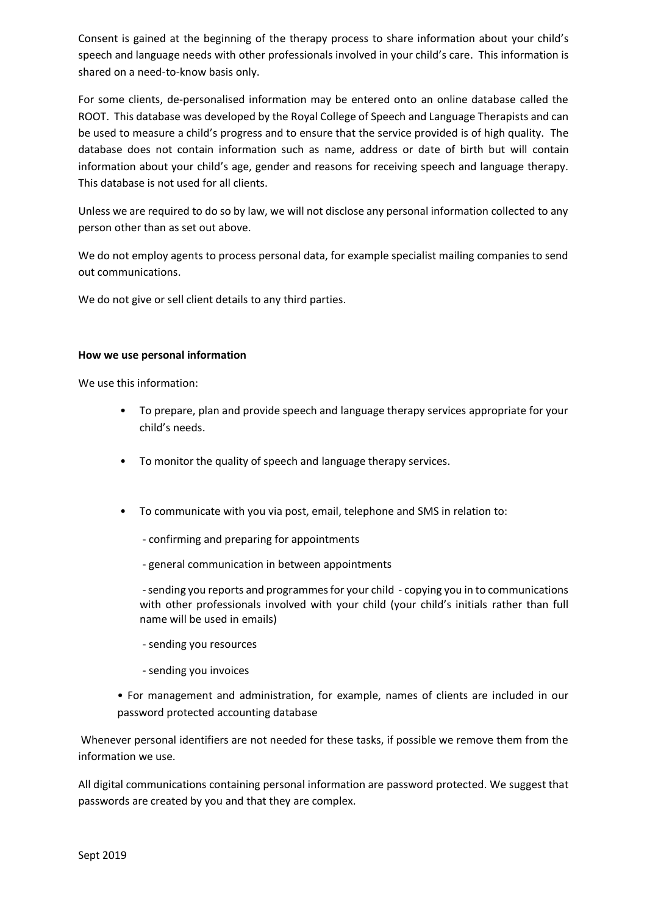Consent is gained at the beginning of the therapy process to share information about your child's speech and language needs with other professionals involved in your child's care. This information is shared on a need-to-know basis only.

For some clients, de-personalised information may be entered onto an online database called the ROOT. This database was developed by the Royal College of Speech and Language Therapists and can be used to measure a child's progress and to ensure that the service provided is of high quality. The database does not contain information such as name, address or date of birth but will contain information about your child's age, gender and reasons for receiving speech and language therapy. This database is not used for all clients.

Unless we are required to do so by law, we will not disclose any personal information collected to any person other than as set out above.

We do not employ agents to process personal data, for example specialist mailing companies to send out communications.

We do not give or sell client details to any third parties.

**How we use personal information**

We use this information:

- To prepare, plan and provide speech and language therapy services appropriate for your child's needs.
- To monitor the quality of speech and language therapy services.
- To communicate with you via post, email, telephone and SMS in relation to:
    - confirming and preparing for appointments
    - general communication in between appointments
    - sending you reports and programmes for your child - copying you in to communications with other professionals involved with your child (your child's initials rather than full name will be used in emails)
    - sending you resources
    - sending you invoices
- For management and administration, for example, names of clients are included in our password protected accounting database

Whenever personal identifiers are not needed for these tasks, if possible we remove them from the information we use.

All digital communications containing personal information are password protected. We suggest that passwords are created by you and that they are complex.

Sept 2019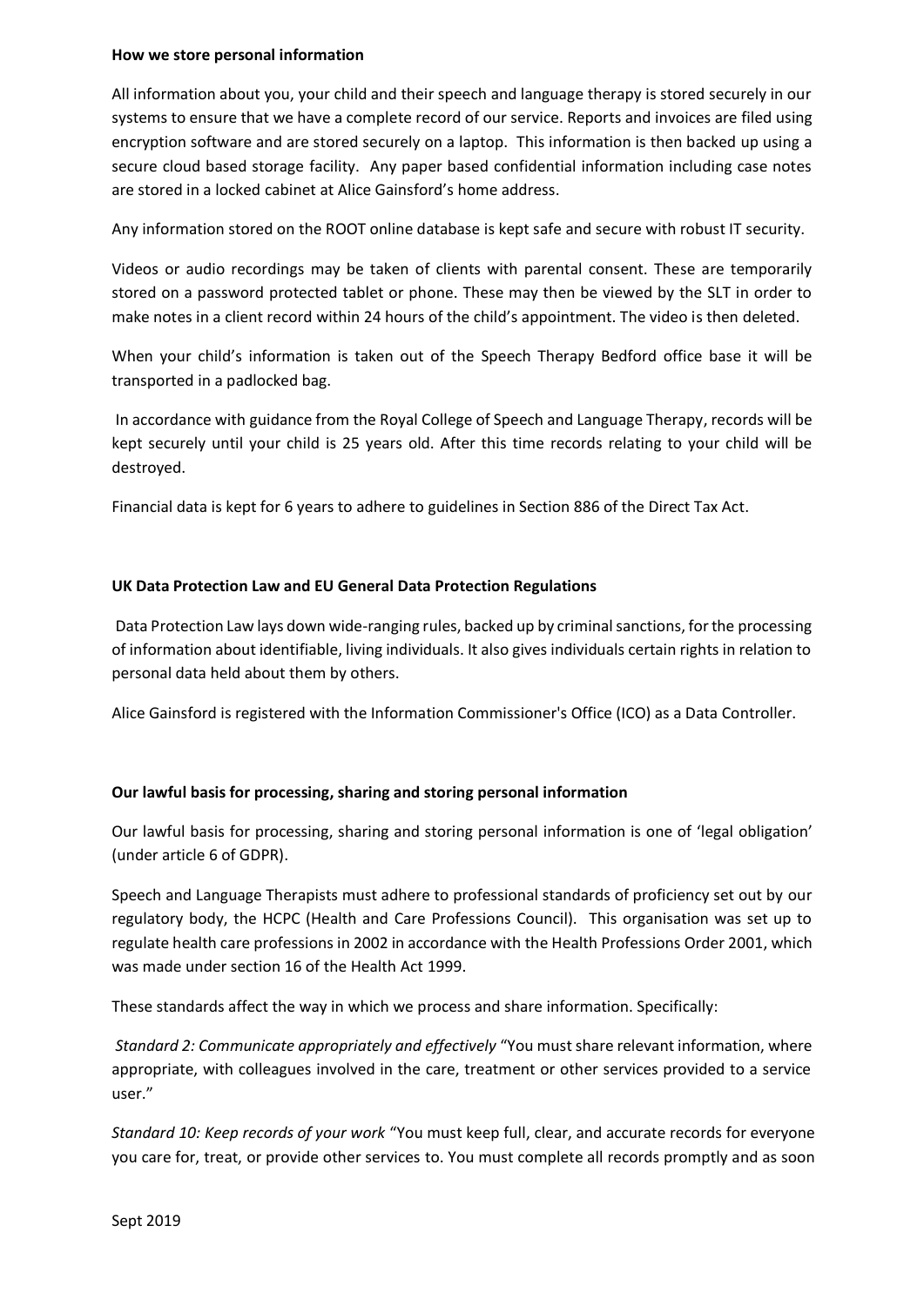**How we store personal information**

All information about you, your child and their speech and language therapy is stored securely in our systems to ensure that we have a complete record of our service. Reports and invoices are filed using encryption software and are stored securely on a laptop. This information is then backed up using a secure cloud based storage facility. Any paper based confidential information including case notes are stored in a locked cabinet at Alice Gainsford's home address.

Any information stored on the ROOT online database is kept safe and secure with robust IT security.

Videos or audio recordings may be taken of clients with parental consent. These are temporarily stored on a password protected tablet or phone. These may then be viewed by the SLT in order to make notes in a client record within 24 hours of the child's appointment. The video is then deleted.

When your child's information is taken out of the Speech Therapy Bedford office base it will be transported in a padlocked bag.

In accordance with guidance from the Royal College of Speech and Language Therapy, records will be kept securely until your child is 25 years old. After this time records relating to your child will be destroyed.

Financial data is kept for 6 years to adhere to guidelines in Section 886 of the Direct Tax Act.

**UK Data Protection Law and EU General Data Protection Regulations**

Data Protection Law lays down wide-ranging rules, backed up by criminal sanctions, for the processing of information about identifiable, living individuals. It also gives individuals certain rights in relation to personal data held about them by others.

Alice Gainsford is registered with the Information Commissioner's Office (ICO) as a Data Controller.

**Our lawful basis for processing, sharing and storing personal information**

Our lawful basis for processing, sharing and storing personal information is one of 'legal obligation' (under article 6 of GDPR).

Speech and Language Therapists must adhere to professional standards of proficiency set out by our regulatory body, the HCPC (Health and Care Professions Council). This organisation was set up to regulate health care professions in 2002 in accordance with the Health Professions Order 2001, which was made under section 16 of the Health Act 1999.

These standards affect the way in which we process and share information. Specifically:

*Standard 2: Communicate appropriately and effectively* "You must share relevant information, where appropriate, with colleagues involved in the care, treatment or other services provided to a service user."

*Standard 10: Keep records of your work* "You must keep full, clear, and accurate records for everyone you care for, treat, or provide other services to. You must complete all records promptly and as soon

Sept 2019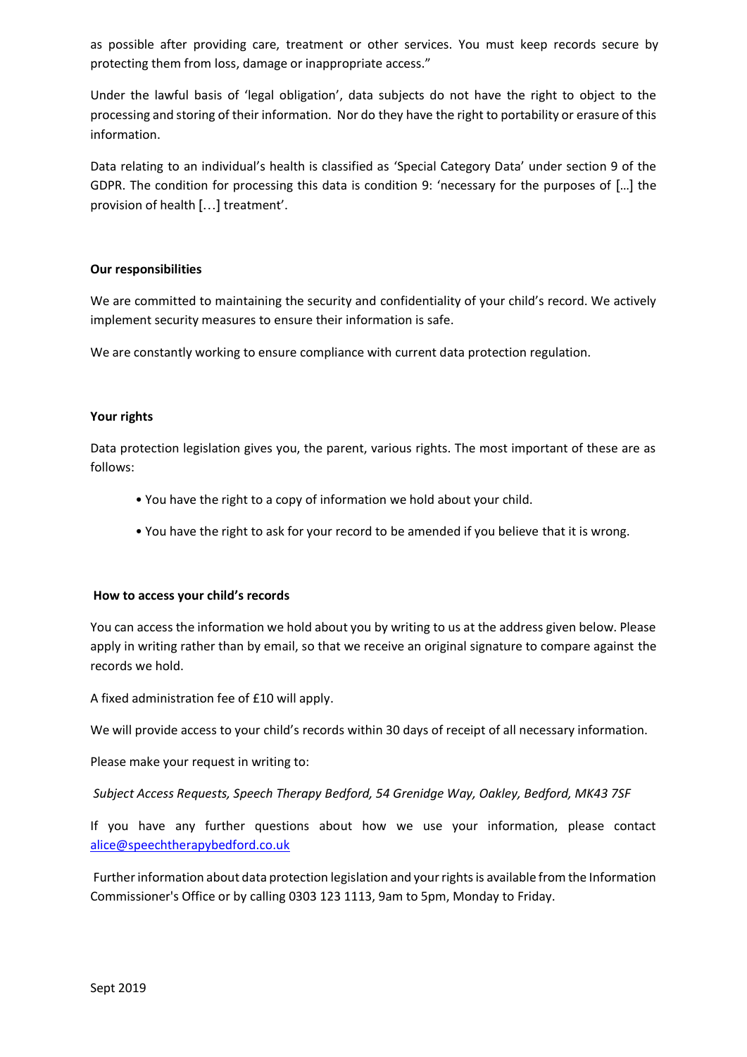as possible after providing care, treatment or other services. You must keep records secure by protecting them from loss, damage or inappropriate access."

Under the lawful basis of 'legal obligation', data subjects do not have the right to object to the processing and storing of their information. Nor do they have the right to portability or erasure of this information.

Data relating to an individual's health is classified as 'Special Category Data' under section 9 of the GDPR. The condition for processing this data is condition 9: 'necessary for the purposes of […] the provision of health […] treatment'.

**Our responsibilities**

We are committed to maintaining the security and confidentiality of your child's record. We actively implement security measures to ensure their information is safe.

We are constantly working to ensure compliance with current data protection regulation.

**Your rights**

Data protection legislation gives you, the parent, various rights. The most important of these are as follows:

- You have the right to a copy of information we hold about your child.
- You have the right to ask for your record to be amended if you believe that it is wrong.

**How to access your child's records**

You can access the information we hold about you by writing to us at the address given below. Please apply in writing rather than by email, so that we receive an original signature to compare against the records we hold.

A fixed administration fee of £10 will apply.

We will provide access to your child's records within 30 days of receipt of all necessary information.

Please make your request in writing to:

*Subject Access Requests, Speech Therapy Bedford, 54 Grenidge Way, Oakley, Bedford, MK43 7SF*

If you have any further questions about how we use your information, please contact [alice@speechtherapybedford.co.uk](mailto:alice@speechtherapybedford.co.uk)

Further information about data protection legislation and your rights is available from the Information Commissioner's Office or by calling 0303 123 1113, 9am to 5pm, Monday to Friday.

Sept 2019